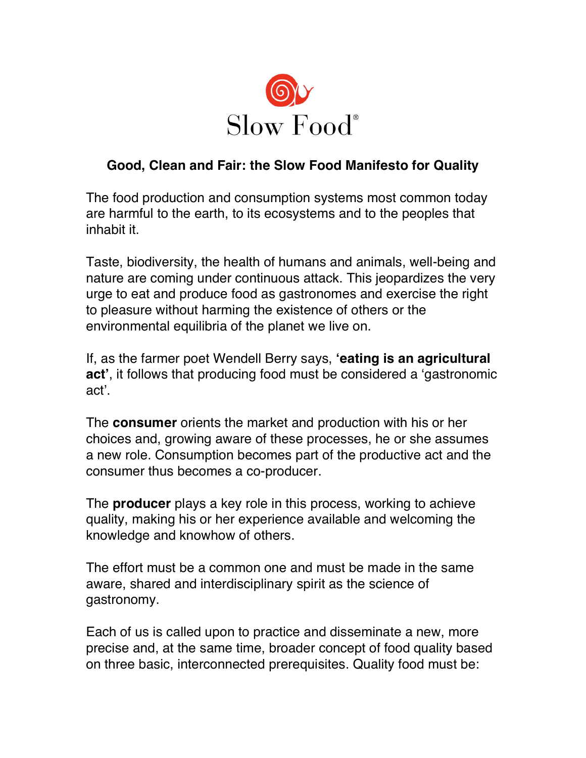Slow Food®

## Good, Clean and Fair: the Slow Food Manifesto for Quality

The food production and consumption systems most common today are harmful to the earth, to its ecosystems and to the peoples that inhabit it.

Taste, biodiversity, the health of humans and animals, well-being and nature are coming under continuous attack. This jeopardizes the very urge to eat and produce food as gastronomes and exercise the right to pleasure without harming the existence of others or the environmental equilibria of the planet we live on.

If, as the farmer poet Wendell Berry says, **'eating is an agricultural act'**, it follows that producing food must be considered a 'gastronomic act'.

The **consumer** orients the market and production with his or her choices and, growing aware of these processes, he or she assumes a new role. Consumption becomes part of the productive act and the consumer thus becomes a co-producer.

The **producer** plays a key role in this process, working to achieve quality, making his or her experience available and welcoming the knowledge and knowhow of others.

The effort must be a common one and must be made in the same aware, shared and interdisciplinary spirit as the science of gastronomy.

Each of us is called upon to practice and disseminate a new, more precise and, at the same time, broader concept of food quality based on three basic, interconnected prerequisites. Quality food must be: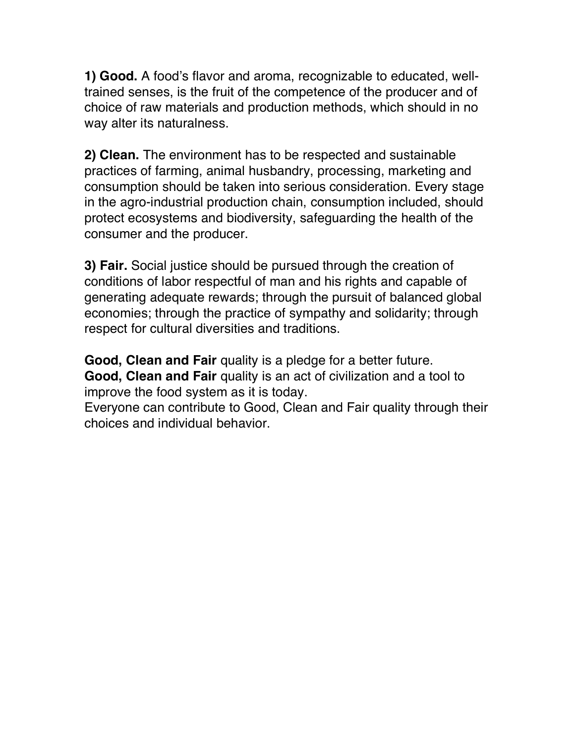**1) Good.** A food's flavor and aroma, recognizable to educated, well-trained senses, is the fruit of the competence of the producer and of choice of raw materials and production methods, which should in no way alter its naturalness.

**2) Clean.** The environment has to be respected and sustainable practices of farming, animal husbandry, processing, marketing and consumption should be taken into serious consideration. Every stage in the agro-industrial production chain, consumption included, should protect ecosystems and biodiversity, safeguarding the health of the consumer and the producer.

**3) Fair.** Social justice should be pursued through the creation of conditions of labor respectful of man and his rights and capable of generating adequate rewards; through the pursuit of balanced global economies; through the practice of sympathy and solidarity; through respect for cultural diversities and traditions.

**Good, Clean and Fair** quality is a pledge for a better future.
**Good, Clean and Fair** quality is an act of civilization and a tool to improve the food system as it is today.
Everyone can contribute to Good, Clean and Fair quality through their choices and individual behavior.